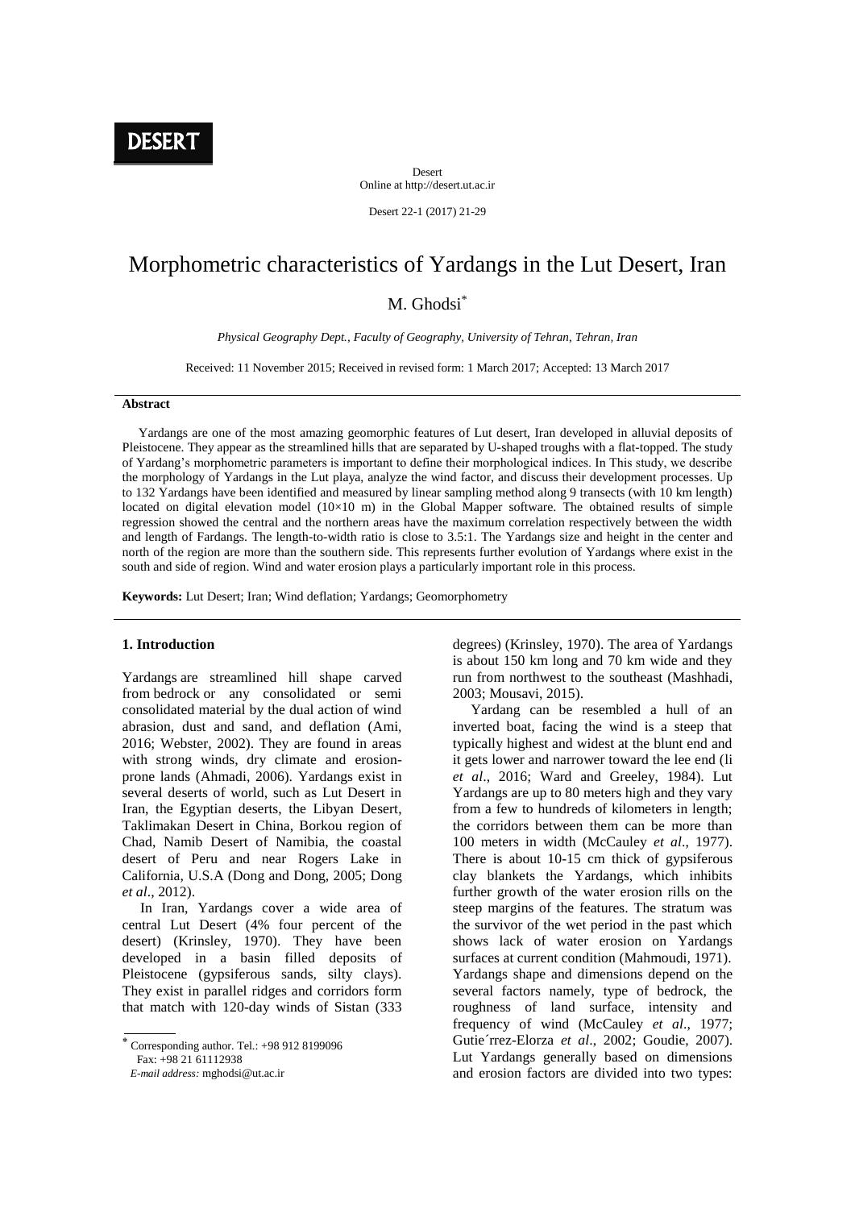DESERT

Desert
Online at http://desert.ut.ac.ir

Desert 22-1 (2017) 21-29

# Morphometric characteristics of Yardangs in the Lut Desert, Iran

M. Ghodsi*

*Physical Geography Dept., Faculty of Geography, University of Tehran, Tehran, Iran*

Received: 11 November 2015; Received in revised form: 1 March 2017; Accepted: 13 March 2017

## Abstract

Yardangs are one of the most amazing geomorphic features of Lut desert, Iran developed in alluvial deposits of Pleistocene. They appear as the streamlined hills that are separated by U-shaped troughs with a flat-topped. The study of Yardang's morphometric parameters is important to define their morphological indices. In This study, we describe the morphology of Yardangs in the Lut playa, analyze the wind factor, and discuss their development processes. Up to 132 Yardangs have been identified and measured by linear sampling method along 9 transects (with 10 km length) located on digital elevation model (10×10 m) in the Global Mapper software. The obtained results of simple regression showed the central and the northern areas have the maximum correlation respectively between the width and length of Fardangs. The length-to-width ratio is close to 3.5:1. The Yardangs size and height in the center and north of the region are more than the southern side. This represents further evolution of Yardangs where exist in the south and side of region. Wind and water erosion plays a particularly important role in this process.

**Keywords:** Lut Desert; Iran; Wind deflation; Yardangs; Geomorphometry

## 1. Introduction

Yardangs are streamlined hill shape carved from bedrock or any consolidated or semi consolidated material by the dual action of wind abrasion, dust and sand, and deflation (Ami, 2016; Webster, 2002). They are found in areas with strong winds, dry climate and erosion-prone lands (Ahmadi, 2006). Yardangs exist in several deserts of world, such as Lut Desert in Iran, the Egyptian deserts, the Libyan Desert, Taklimakan Desert in China, Borkou region of Chad, Namib Desert of Namibia, the coastal desert of Peru and near Rogers Lake in California, U.S.A (Dong and Dong, 2005; Dong *et al*., 2012).

In Iran, Yardangs cover a wide area of central Lut Desert (4% four percent of the desert) (Krinsley, 1970). They have been developed in a basin filled deposits of Pleistocene (gypsiferous sands, silty clays). They exist in parallel ridges and corridors form that match with 120-day winds of Sistan (333 degrees) (Krinsley, 1970). The area of Yardangs is about 150 km long and 70 km wide and they run from northwest to the southeast (Mashhadi, 2003; Mousavi, 2015).

Yardang can be resembled a hull of an inverted boat, facing the wind is a steep that typically highest and widest at the blunt end and it gets lower and narrower toward the lee end (li *et al*., 2016; Ward and Greeley, 1984). Lut Yardangs are up to 80 meters high and they vary from a few to hundreds of kilometers in length; the corridors between them can be more than 100 meters in width (McCauley *et al*., 1977). There is about 10-15 cm thick of gypsiferous clay blankets the Yardangs, which inhibits further growth of the water erosion rills on the steep margins of the features. The stratum was the survivor of the wet period in the past which shows lack of water erosion on Yardangs surfaces at current condition (Mahmoudi, 1971). Yardangs shape and dimensions depend on the several factors namely, type of bedrock, the roughness of land surface, intensity and frequency of wind (McCauley *et al*., 1977; Gutie´rrez-Elorza *et al*., 2002; Goudie, 2007). Lut Yardangs generally based on dimensions and erosion factors are divided into two types:

* Corresponding author. Tel.: +98 912 8199096
Fax: +98 21 61112938
*E-mail address:* mghodsi@ut.ac.ir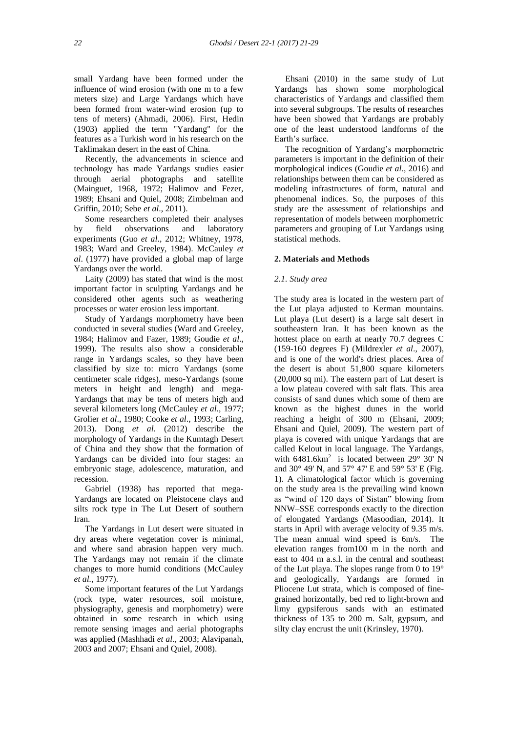small Yardang have been formed under the influence of wind erosion (with one m to a few meters size) and Large Yardangs which have been formed from water-wind erosion (up to tens of meters) (Ahmadi, 2006). First, Hedin (1903) applied the term "Yardang" for the features as a Turkish word in his research on the Taklimakan desert in the east of China.

Recently, the advancements in science and technology has made Yardangs studies easier through aerial photographs and satellite (Mainguet, 1968, 1972; Halimov and Fezer, 1989; Ehsani and Quiel, 2008; Zimbelman and Griffin, 2010; Sebe *et al*., 2011).

Some researchers completed their analyses by field observations and laboratory experiments (Guo *et al*., 2012; Whitney, 1978, 1983; Ward and Greeley, 1984). McCauley *et al*. (1977) have provided a global map of large Yardangs over the world.

Laity (2009) has stated that wind is the most important factor in sculpting Yardangs and he considered other agents such as weathering processes or water erosion less important.

Study of Yardangs morphometry have been conducted in several studies (Ward and Greeley, 1984; Halimov and Fazer, 1989; Goudie *et al*., 1999). The results also show a considerable range in Yardangs scales, so they have been classified by size to: micro Yardangs (some centimeter scale ridges), meso-Yardangs (some meters in height and length) and mega-Yardangs that may be tens of meters high and several kilometers long (McCauley *et al*., 1977; Grolier *et al*., 1980; Cooke *et al*., 1993; Carling, 2013). Dong *et al*. (2012) describe the morphology of Yardangs in the Kumtagh Desert of China and they show that the formation of Yardangs can be divided into four stages: an embryonic stage, adolescence, maturation, and recession.

Gabriel (1938) has reported that mega-Yardangs are located on Pleistocene clays and silts rock type in The Lut Desert of southern Iran.

The Yardangs in Lut desert were situated in dry areas where vegetation cover is minimal, and where sand abrasion happen very much. The Yardangs may not remain if the climate changes to more humid conditions (McCauley *et al.*, 1977).

Some important features of the Lut Yardangs (rock type, water resources, soil moisture, physiography, genesis and morphometry) were obtained in some research in which using remote sensing images and aerial photographs was applied (Mashhadi *et al*., 2003; Alavipanah, 2003 and 2007; Ehsani and Quiel, 2008).

Ehsani (2010) in the same study of Lut Yardangs has shown some morphological characteristics of Yardangs and classified them into several subgroups. The results of researches have been showed that Yardangs are probably one of the least understood landforms of the Earth's surface.

The recognition of Yardang's morphometric parameters is important in the definition of their morphological indices (Goudie *et al*., 2016) and relationships between them can be considered as modeling infrastructures of form, natural and phenomenal indices. So, the purposes of this study are the assessment of relationships and representation of models between morphometric parameters and grouping of Lut Yardangs using statistical methods.

## 2. Materials and Methods

### *2.1. Study area*

The study area is located in the western part of the Lut playa adjusted to Kerman mountains. Lut playa (Lut desert) is a large salt desert in southeastern Iran. It has been known as the hottest place on earth at nearly 70.7 degrees C (159-160 degrees F) (Mildrexler *et al*., 2007), and is one of the world's driest places. Area of the desert is about 51,800 square kilometers (20,000 sq mi). The eastern part of Lut desert is a low plateau covered with salt flats. This area consists of sand dunes which some of them are known as the highest dunes in the world reaching a height of 300 m (Ehsani, 2009; Ehsani and Quiel, 2009). The western part of playa is covered with unique Yardangs that are called Kelout in local language. The Yardangs, with 6481.6km$^2$ is located between 29° 30' N and 30° 49' N, and 57° 47' E and 59° 53' E (Fig. 1). A climatological factor which is governing on the study area is the prevailing wind known as "wind of 120 days of Sistan" blowing from NNW–SSE corresponds exactly to the direction of elongated Yardangs (Masoodian, 2014). It starts in April with average velocity of 9.35 m/s. The mean annual wind speed is 6m/s. The elevation ranges from100 m in the north and east to 404 m a.s.l. in the central and southeast of the Lut playa. The slopes range from 0 to 19° and geologically, Yardangs are formed in Pliocene Lut strata, which is composed of fine-grained horizontally, bed red to light-brown and limy gypsiferous sands with an estimated thickness of 135 to 200 m. Salt, gypsum, and silty clay encrust the unit (Krinsley, 1970).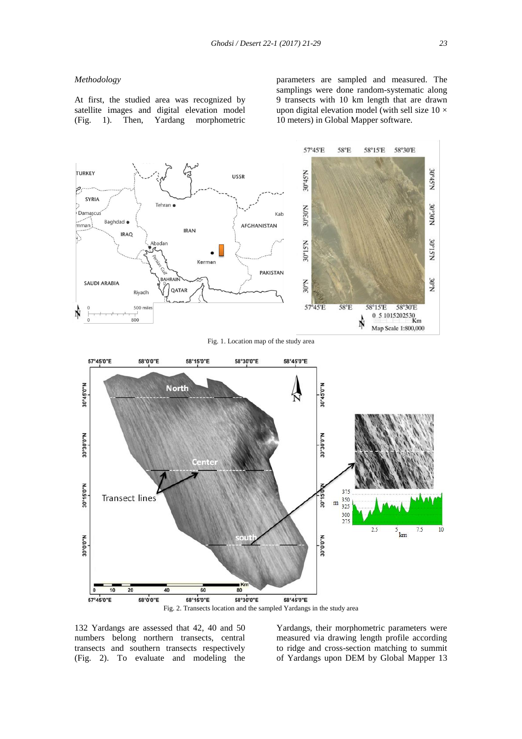*Methodology*

At first, the studied area was recognized by satellite images and digital elevation model (Fig. 1). Then, Yardang morphometric parameters are sampled and measured. The samplings were done random-systematic along 9 transects with 10 km length that are drawn upon digital elevation model (with sell size 10 × 10 meters) in Global Mapper software.

Fig. 1. Location map of the study area

Fig. 2. Transects location and the sampled Yardangs in the study area

132 Yardangs are assessed that 42, 40 and 50 numbers belong northern transects, central transects and southern transects respectively (Fig. 2). To evaluate and modeling the Yardangs, their morphometric parameters were measured via drawing length profile according to ridge and cross-section matching to summit of Yardangs upon DEM by Global Mapper 13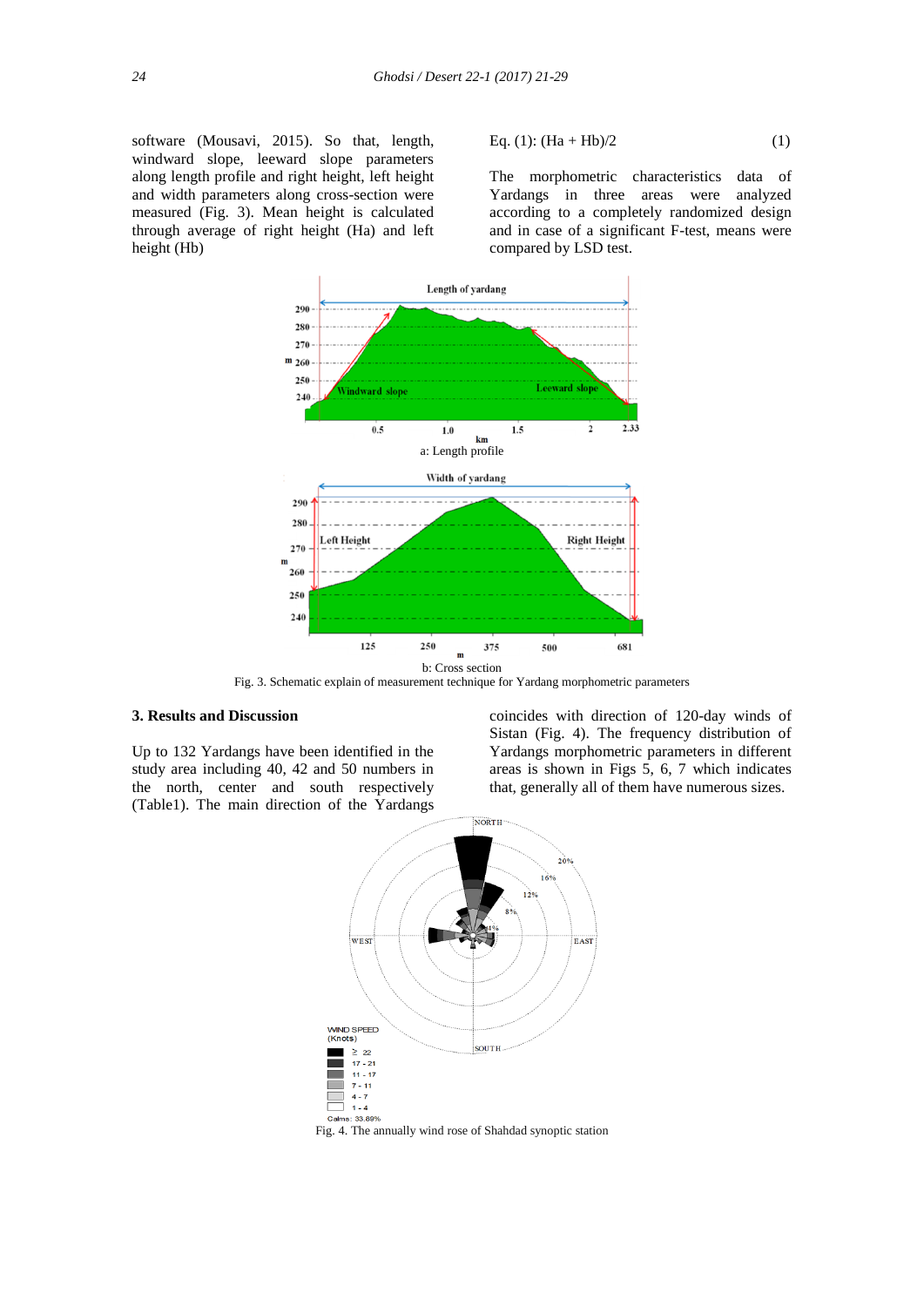software (Mousavi, 2015). So that, length, windward slope, leeward slope parameters along length profile and right height, left height and width parameters along cross-section were measured (Fig. 3). Mean height is calculated through average of right height (Ha) and left height (Hb)

Eq. (1): (Ha + Hb)/2 (1)

The morphometric characteristics data of Yardangs in three areas were analyzed according to a completely randomized design and in case of a significant F-test, means were compared by LSD test.

a: Length profile

b: Cross section

Fig. 3. Schematic explain of measurement technique for Yardang morphometric parameters

### 3. Results and Discussion

Up to 132 Yardangs have been identified in the study area including 40, 42 and 50 numbers in the north, center and south respectively (Table1). The main direction of the Yardangs coincides with direction of 120-day winds of Sistan (Fig. 4). The frequency distribution of Yardangs morphometric parameters in different areas is shown in Figs 5, 6, 7 which indicates that, generally all of them have numerous sizes.

Fig. 4. The annually wind rose of Shahdad synoptic station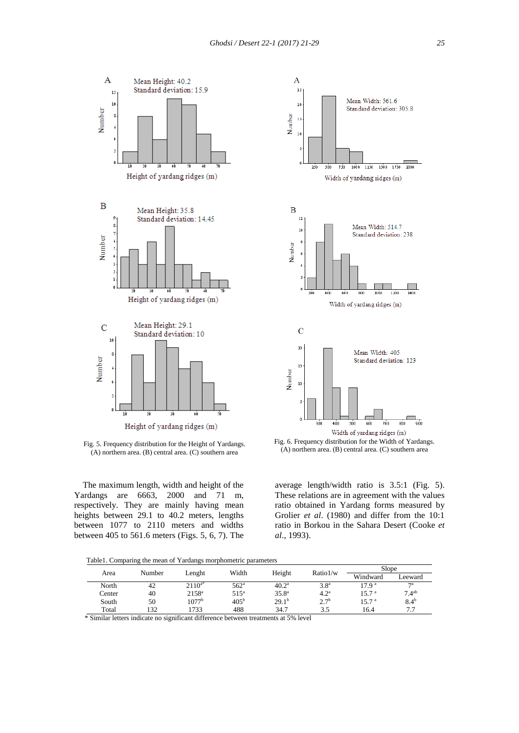Fig. 5. Frequency distribution for the Height of Yardangs. (A) northern area. (B) central area. (C) southern area

Fig. 6. Frequency distribution for the Width of Yardangs. (A) northern area. (B) central area. (C) southern area

The maximum length, width and height of the Yardangs are 6663, 2000 and 71 m, respectively. They are mainly having mean heights between 29.1 to 40.2 meters, lengths between 1077 to 2110 meters and widths between 405 to 561.6 meters (Figs. 5, 6, 7). The average length/width ratio is 3.5:1 (Fig. 5). These relations are in agreement with the values ratio obtained in Yardang forms measured by Grolier *et al.* (1980) and differ from the 10:1 ratio in Borkou in the Sahara Desert (Cooke *et al.*, 1993).

Table1. Comparing the mean of Yardangs morphometric parameters

| Area | Number | Lenght | Width | Height | Ratio1/w | Slope | |
|---|---|---|---|---|---|---|---|
| | | | | | | Windward | Leeward |
| North | 42 | 2110[a*] | 562[a] | 40.2[a] | 3.8[a] | 17.9 [a] | 7[a] |
| Center | 40 | 2158[a] | 515[a] | 35.8[a] | 4.2[a] | 15.7 [a] | 7.4[ab] |
| South | 50 | 1077[b] | 405[b] | 29.1[b] | 2.7[b] | 15.7 [a] | 8.4[b] |
| Total | 132 | 1733 | 488 | 34.7 | 3.5 | 16.4 | 7.7 |

\* Similar letters indicate no significant difference between treatments at 5% level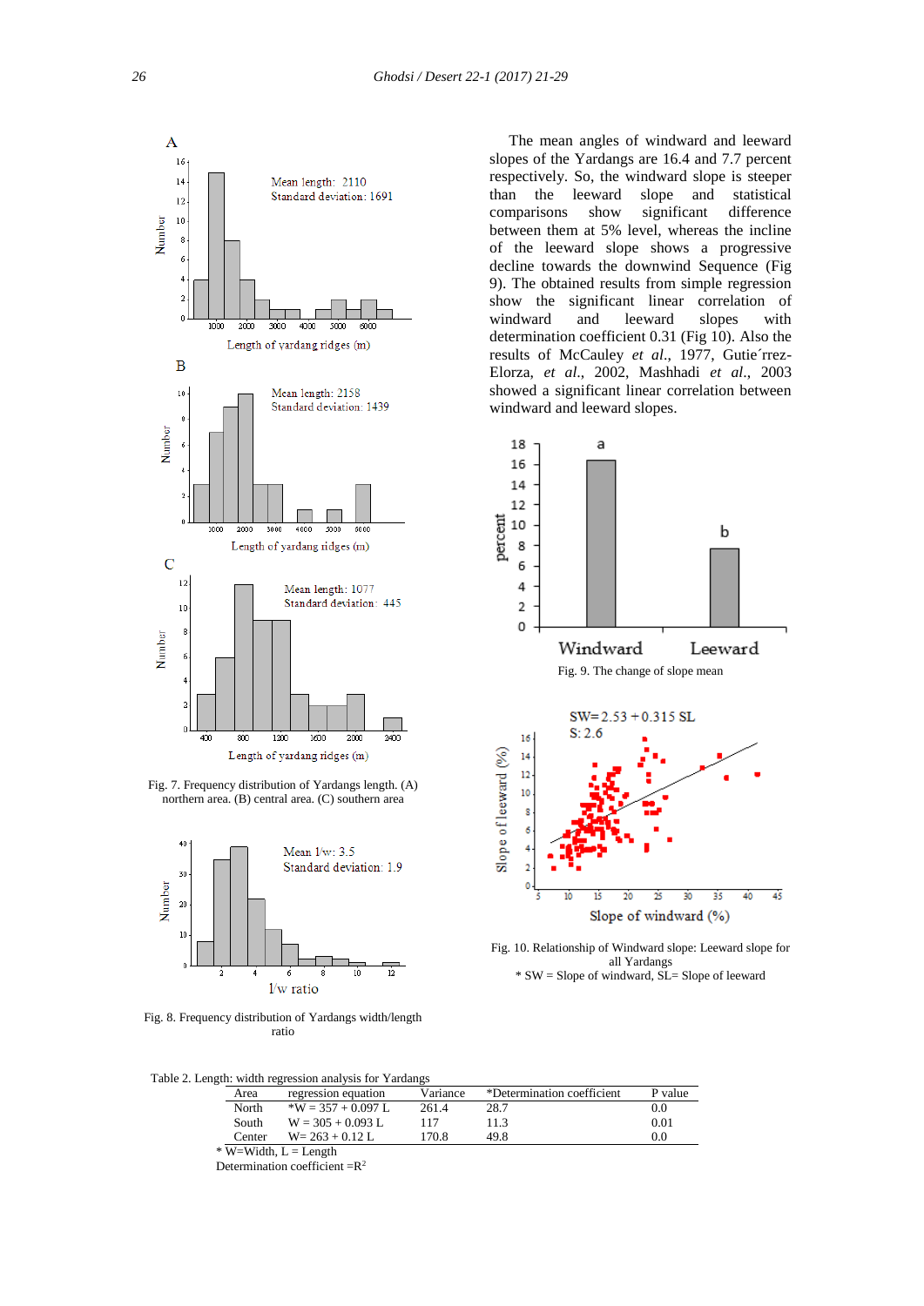The mean angles of windward and leeward slopes of the Yardangs are 16.4 and 7.7 percent respectively. So, the windward slope is steeper than the leeward slope and statistical comparisons show significant difference between them at 5% level, whereas the incline of the leeward slope shows a progressive decline towards the downwind Sequence (Fig 9). The obtained results from simple regression show the significant linear correlation of windward and leeward slopes with determination coefficient 0.31 (Fig 10). Also the results of McCauley *et al*., 1977, Gutie´rrez-Elorza, *et al*., 2002, Mashhadi *et al*., 2003 showed a significant linear correlation between windward and leeward slopes.

Fig. 7. Frequency distribution of Yardangs length. (A) northern area. (B) central area. (C) southern area

Fig. 8. Frequency distribution of Yardangs width/length ratio

Fig. 9. The change of slope mean

Fig. 10. Relationship of Windward slope: Leeward slope for all Yardangs
* SW = Slope of windward, SL= Slope of leeward

Table 2. Length: width regression analysis for Yardangs

| Area | regression equation | Variance | *Determination coefficient | P value |
|---|---|---|---|---|
| North | *W = 357 + 0.097 L | 261.4 | 28.7 | 0.0 |
| South | W = 305 + 0.093 L | 117 | 11.3 | 0.01 |
| Center | W= 263 + 0.12 L | 170.8 | 49.8 | 0.0 |

* W=Width, L = Length
Determination coefficient =$R^2$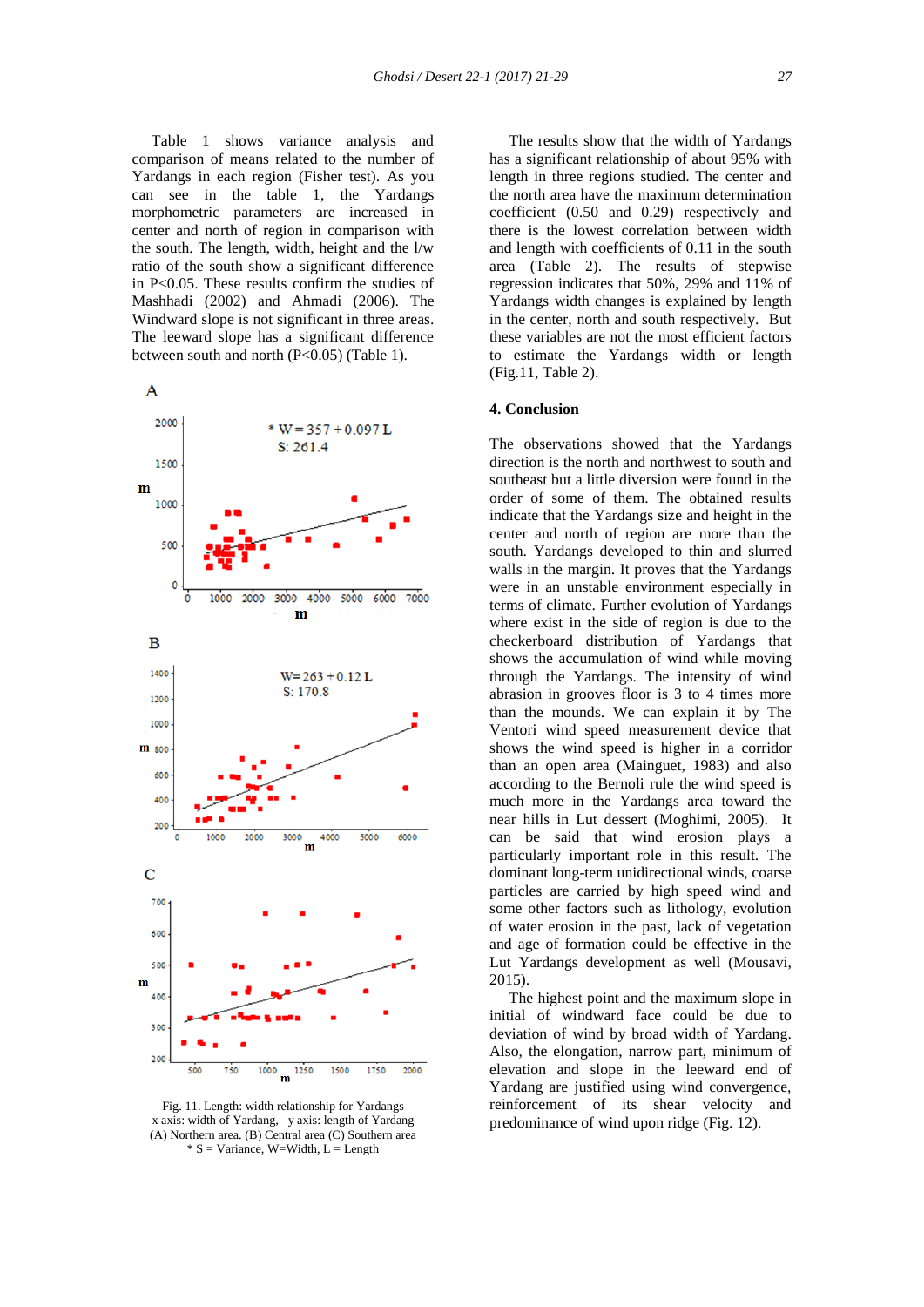Table 1 shows variance analysis and comparison of means related to the number of Yardangs in each region (Fisher test). As you can see in the table 1, the Yardangs morphometric parameters are increased in center and north of region in comparison with the south. The length, width, height and the l/w ratio of the south show a significant difference in P<0.05. These results confirm the studies of Mashhadi (2002) and Ahmadi (2006). The Windward slope is not significant in three areas. The leeward slope has a significant difference between south and north (P<0.05) (Table 1).

Fig. 11. Length: width relationship for Yardangs
x axis: width of Yardang, y axis: length of Yardang
(A) Northern area. (B) Central area (C) Southern area
* S = Variance, W=Width, L = Length

The results show that the width of Yardangs has a significant relationship of about 95% with length in three regions studied. The center and the north area have the maximum determination coefficient (0.50 and 0.29) respectively and there is the lowest correlation between width and length with coefficients of 0.11 in the south area (Table 2). The results of stepwise regression indicates that 50%, 29% and 11% of Yardangs width changes is explained by length in the center, north and south respectively. But these variables are not the most efficient factors to estimate the Yardangs width or length (Fig.11, Table 2).

## 4. Conclusion

The observations showed that the Yardangs direction is the north and northwest to south and southeast but a little diversion were found in the order of some of them. The obtained results indicate that the Yardangs size and height in the center and north of region are more than the south. Yardangs developed to thin and slurred walls in the margin. It proves that the Yardangs were in an unstable environment especially in terms of climate. Further evolution of Yardangs where exist in the side of region is due to the checkerboard distribution of Yardangs that shows the accumulation of wind while moving through the Yardangs. The intensity of wind abrasion in grooves floor is 3 to 4 times more than the mounds. We can explain it by The Ventori wind speed measurement device that shows the wind speed is higher in a corridor than an open area (Mainguet, 1983) and also according to the Bernoli rule the wind speed is much more in the Yardangs area toward the near hills in Lut dessert (Moghimi, 2005). It can be said that wind erosion plays a particularly important role in this result. The dominant long-term unidirectional winds, coarse particles are carried by high speed wind and some other factors such as lithology, evolution of water erosion in the past, lack of vegetation and age of formation could be effective in the Lut Yardangs development as well (Mousavi, 2015).

The highest point and the maximum slope in initial of windward face could be due to deviation of wind by broad width of Yardang. Also, the elongation, narrow part, minimum of elevation and slope in the leeward end of Yardang are justified using wind convergence, reinforcement of its shear velocity and predominance of wind upon ridge (Fig. 12).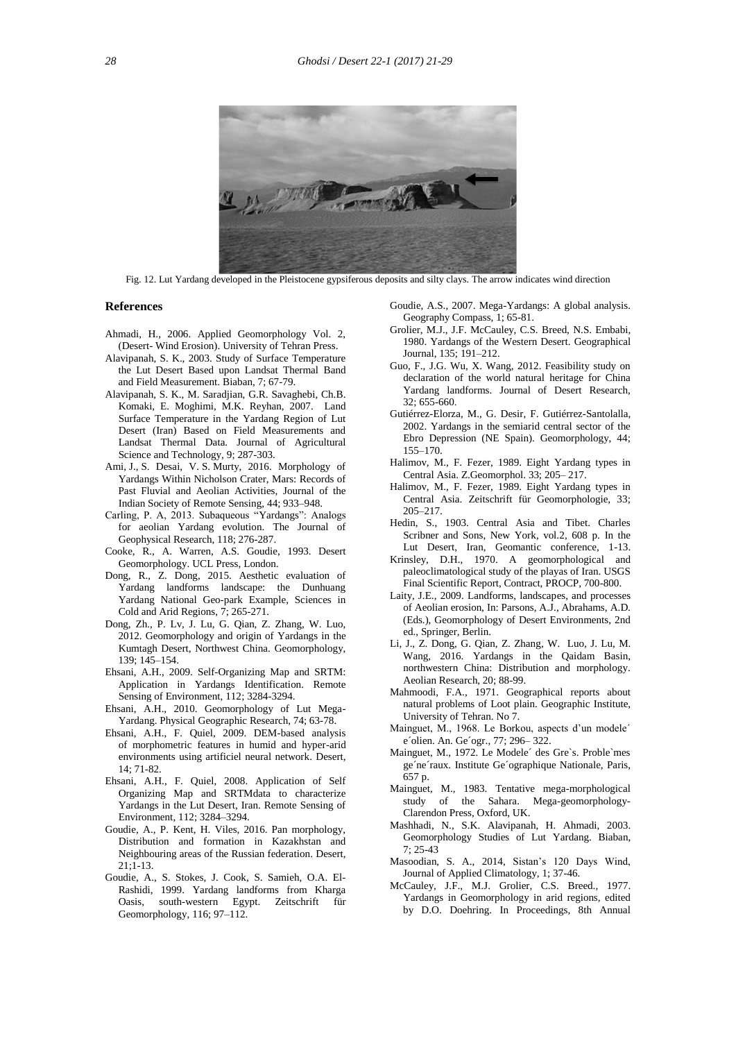Fig. 12. Lut Yardang developed in the Pleistocene gypsiferous deposits and silty clays. The arrow indicates wind direction

## References

Ahmadi, H., 2006. Applied Geomorphology Vol. 2, (Desert- Wind Erosion). University of Tehran Press.

Alavipanah, S. K., 2003. Study of Surface Temperature the Lut Desert Based upon Landsat Thermal Band and Field Measurement. Biaban, 7; 67-79.

Alavipanah, S. K., M. Saradjian, G.R. Savaghebi, Ch.B. Komaki, E. Moghimi, M.K. Reyhan, 2007. Land Surface Temperature in the Yardang Region of Lut Desert (Iran) Based on Field Measurements and Landsat Thermal Data. Journal of Agricultural Science and Technology, 9; 287-303.

Ami, J., S. Desai, V. S. Murty, 2016. Morphology of Yardangs Within Nicholson Crater, Mars: Records of Past Fluvial and Aeolian Activities, Journal of the Indian Society of Remote Sensing, 44; 933–948.

Carling, P. A, 2013. Subaqueous "Yardangs": Analogs for aeolian Yardang evolution. The Journal of Geophysical Research, 118; 276-287.

Cooke, R., A. Warren, A.S. Goudie, 1993. Desert Geomorphology. UCL Press, London.

Dong, R., Z. Dong, 2015. Aesthetic evaluation of Yardang landforms landscape: the Dunhuang Yardang National Geo-park Example, Sciences in Cold and Arid Regions, 7; 265-271.

Dong, Zh., P. Lv, J. Lu, G. Qian, Z. Zhang, W. Luo, 2012. Geomorphology and origin of Yardangs in the Kumtagh Desert, Northwest China. Geomorphology, 139; 145–154.

Ehsani, A.H., 2009. Self-Organizing Map and SRTM: Application in Yardangs Identification. Remote Sensing of Environment, 112; 3284-3294.

Ehsani, A.H., 2010. Geomorphology of Lut Mega-Yardang. Physical Geographic Research, 74; 63-78.

Ehsani, A.H., F. Quiel, 2009. DEM-based analysis of morphometric features in humid and hyper-arid environments using artificiel neural network. Desert, 14; 71-82.

Ehsani, A.H., F. Quiel, 2008. Application of Self Organizing Map and SRTMdata to characterize Yardangs in the Lut Desert, Iran. Remote Sensing of Environment, 112; 3284–3294.

Goudie, A., P. Kent, H. Viles, 2016. Pan morphology, Distribution and formation in Kazakhstan and Neighbouring areas of the Russian federation. Desert, 21;1-13.

Goudie, A., S. Stokes, J. Cook, S. Samieh, O.A. El-Rashidi, 1999. Yardang landforms from Kharga Oasis, south-western Egypt. Zeitschrift für Geomorphology, 116; 97–112.

Goudie, A.S., 2007. Mega-Yardangs: A global analysis. Geography Compass, 1; 65-81.

Grolier, M.J., J.F. McCauley, C.S. Breed, N.S. Embabi, 1980. Yardangs of the Western Desert. Geographical Journal, 135; 191–212.

Guo, F., J.G. Wu, X. Wang, 2012. Feasibility study on declaration of the world natural heritage for China Yardang landforms. Journal of Desert Research, 32; 655-660.

Gutiérrez-Elorza, M., G. Desir, F. Gutiérrez-Santolalla, 2002. Yardangs in the semiarid central sector of the Ebro Depression (NE Spain). Geomorphology, 44; 155–170.

Halimov, M., F. Fezer, 1989. Eight Yardang types in Central Asia. Z.Geomorphol. 33; 205– 217.

Halimov, M., F. Fezer, 1989. Eight Yardang types in Central Asia. Zeitschrift für Geomorphologie, 33; 205–217.

Hedin, S., 1903. Central Asia and Tibet. Charles Scribner and Sons, New York, vol.2, 608 p. In the Lut Desert, Iran, Geomantic conference, 1-13.

Krinsley, D.H., 1970. A geomorphological and paleoclimatological study of the playas of Iran. USGS Final Scientific Report, Contract, PROCP, 700-800.

Laity, J.E., 2009. Landforms, landscapes, and processes of Aeolian erosion, In: Parsons, A.J., Abrahams, A.D. (Eds.), Geomorphology of Desert Environments, 2nd ed., Springer, Berlin.

Li, J., Z. Dong, G. Qian, Z. Zhang, W. Luo, J. Lu, M. Wang, 2016. Yardangs in the Qaidam Basin, northwestern China: Distribution and morphology. Aeolian Research, 20; 88-99.

Mahmoodi, F.A., 1971. Geographical reports about natural problems of Loot plain. Geographic Institute, University of Tehran. No 7.

Mainguet, M., 1968. Le Borkou, aspects d'un modele´ e´olien. An. Ge´ogr., 77; 296– 322.

Mainguet, M., 1972. Le Modele´ des Gre`s. Proble`mes ge´ne´raux. Institute Ge´ographique Nationale, Paris, 657 p.

Mainguet, M., 1983. Tentative mega-morphological study of the Sahara. Mega-geomorphology-Clarendon Press, Oxford, UK.

Mashhadi, N., S.K. Alavipanah, H. Ahmadi, 2003. Geomorphology Studies of Lut Yardang. Biaban, 7; 25-43

Masoodian, S. A., 2014, Sistan's 120 Days Wind, Journal of Applied Climatology, 1; 37-46.

McCauley, J.F., M.J. Grolier, C.S. Breed., 1977. Yardangs in Geomorphology in arid regions, edited by D.O. Doehring. In Proceedings, 8th Annual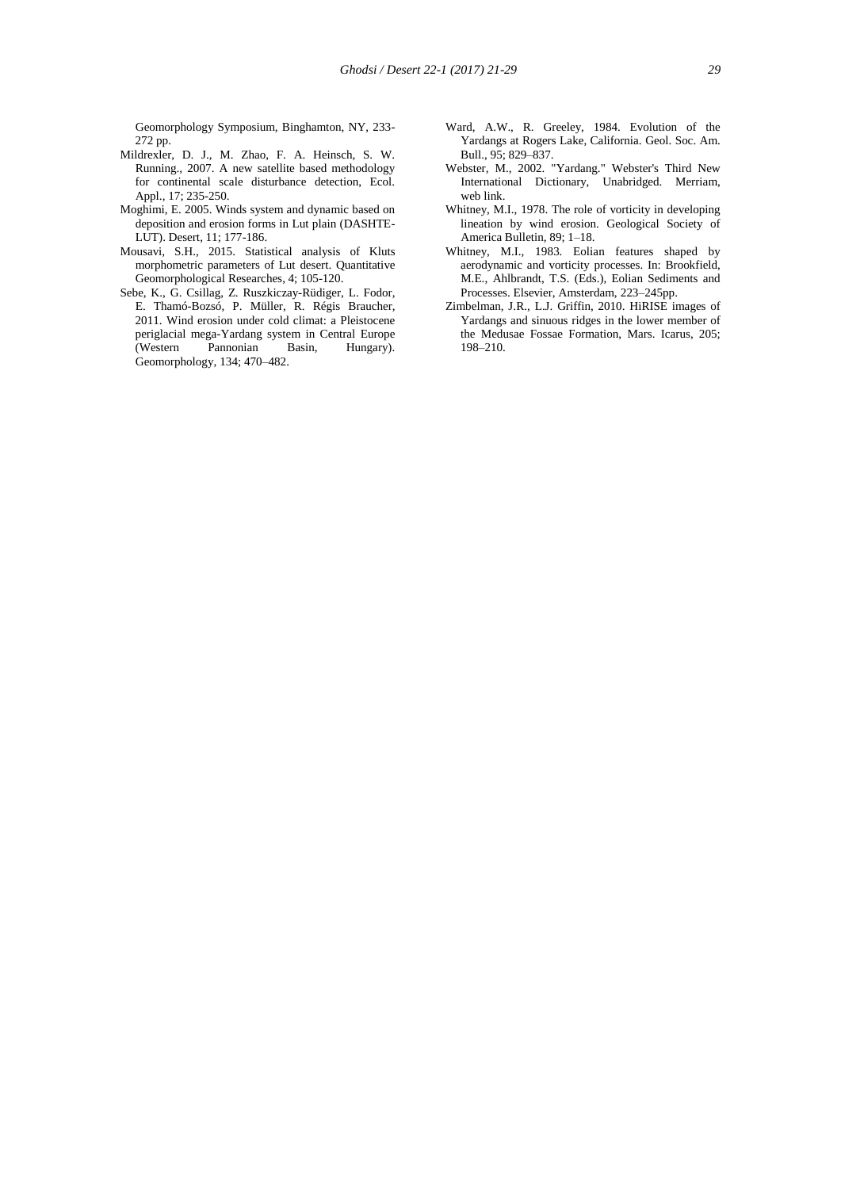Geomorphology Symposium, Binghamton, NY, 233-272 pp.

Mildrexler, D. J., M. Zhao, F. A. Heinsch, S. W. Running., 2007. A new satellite based methodology for continental scale disturbance detection, Ecol. Appl., 17; 235-250.

Moghimi, E. 2005. Winds system and dynamic based on deposition and erosion forms in Lut plain (DASHTE-LUT). Desert, 11; 177-186.

Mousavi, S.H., 2015. Statistical analysis of Kluts morphometric parameters of Lut desert. Quantitative Geomorphological Researches, 4; 105-120.

Sebe, K., G. Csillag, Z. Ruszkiczay-Rüdiger, L. Fodor, E. Thamó-Bozsó, P. Müller, R. Régis Braucher, 2011. Wind erosion under cold climat: a Pleistocene periglacial mega-Yardang system in Central Europe (Western Pannonian Basin, Hungary). Geomorphology, 134; 470–482.

Ward, A.W., R. Greeley, 1984. Evolution of the Yardangs at Rogers Lake, California. Geol. Soc. Am. Bull., 95; 829–837.

Webster, M., 2002. "Yardang." Webster's Third New International Dictionary, Unabridged. Merriam, web link.

Whitney, M.I., 1978. The role of vorticity in developing lineation by wind erosion. Geological Society of America Bulletin, 89; 1–18.

Whitney, M.I., 1983. Eolian features shaped by aerodynamic and vorticity processes. In: Brookfield, M.E., Ahlbrandt, T.S. (Eds.), Eolian Sediments and Processes. Elsevier, Amsterdam, 223–245pp.

Zimbelman, J.R., L.J. Griffin, 2010. HiRISE images of Yardangs and sinuous ridges in the lower member of the Medusae Fossae Formation, Mars. Icarus, 205; 198–210.